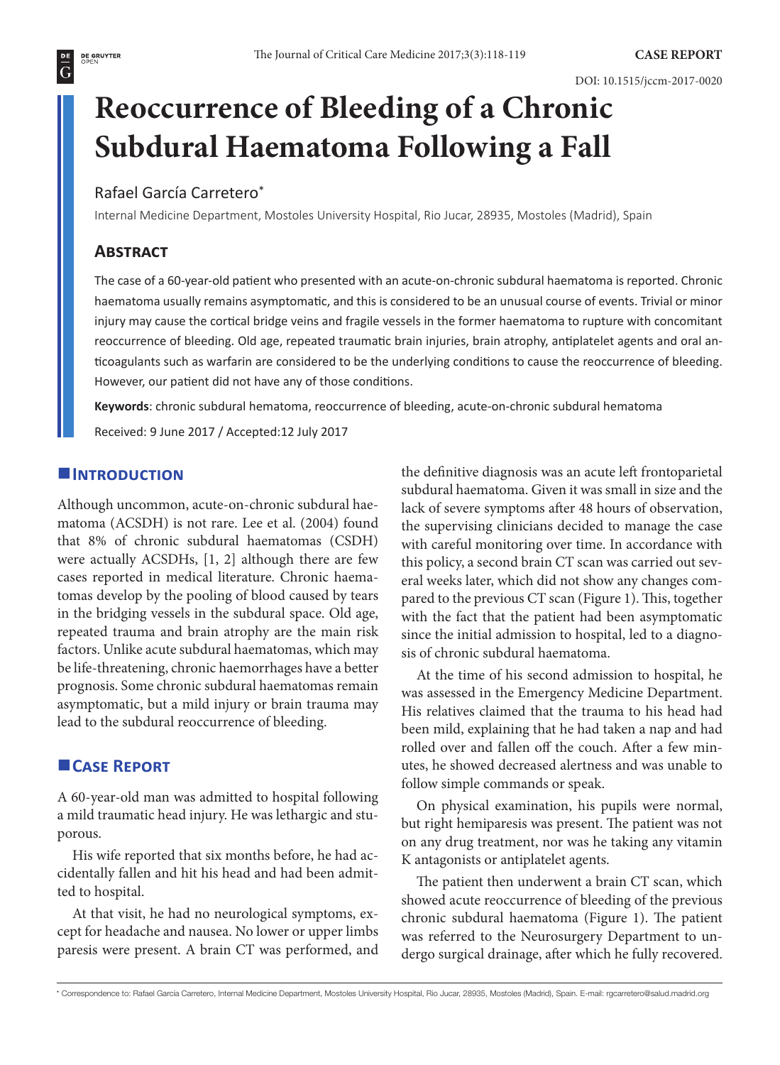# Reoccurrence of Bleeding of a Chronic Subdural Haematoma Following a Fall

Rafael García Carretero*

Internal Medicine Department, Mostoles University Hospital, Rio Jucar, 28935, Mostoles (Madrid), Spain

## Abstract

The case of a 60-year-old patient who presented with an acute-on-chronic subdural haematoma is reported. Chronic haematoma usually remains asymptomatic, and this is considered to be an unusual course of events. Trivial or minor injury may cause the cortical bridge veins and fragile vessels in the former haematoma to rupture with concomitant reoccurrence of bleeding. Old age, repeated traumatic brain injuries, brain atrophy, antiplatelet agents and oral anticoagulants such as warfarin are considered to be the underlying conditions to cause the reoccurrence of bleeding. However, our patient did not have any of those conditions.

**Keywords**: chronic subdural hematoma, reoccurrence of bleeding, acute-on-chronic subdural hematoma

Received: 9 June 2017 / Accepted:12 July 2017

## Introduction

Although uncommon, acute-on-chronic subdural haematoma (ACSDH) is not rare. Lee et al. (2004) found that 8% of chronic subdural haematomas (CSDH) were actually ACSDHs, [1, 2] although there are few cases reported in medical literature. Chronic haematomas develop by the pooling of blood caused by tears in the bridging vessels in the subdural space. Old age, repeated trauma and brain atrophy are the main risk factors. Unlike acute subdural haematomas, which may be life-threatening, chronic haemorrhages have a better prognosis. Some chronic subdural haematomas remain asymptomatic, but a mild injury or brain trauma may lead to the subdural reoccurrence of bleeding.

## Case Report

A 60-year-old man was admitted to hospital following a mild traumatic head injury. He was lethargic and stuporous.

His wife reported that six months before, he had accidentally fallen and hit his head and had been admitted to hospital.

At that visit, he had no neurological symptoms, except for headache and nausea. No lower or upper limbs paresis were present. A brain CT was performed, and the definitive diagnosis was an acute left frontoparietal subdural haematoma. Given it was small in size and the lack of severe symptoms after 48 hours of observation, the supervising clinicians decided to manage the case with careful monitoring over time. In accordance with this policy, a second brain CT scan was carried out several weeks later, which did not show any changes compared to the previous CT scan (Figure 1). This, together with the fact that the patient had been asymptomatic since the initial admission to hospital, led to a diagnosis of chronic subdural haematoma.

At the time of his second admission to hospital, he was assessed in the Emergency Medicine Department. His relatives claimed that the trauma to his head had been mild, explaining that he had taken a nap and had rolled over and fallen off the couch. After a few minutes, he showed decreased alertness and was unable to follow simple commands or speak.

On physical examination, his pupils were normal, but right hemiparesis was present. The patient was not on any drug treatment, nor was he taking any vitamin K antagonists or antiplatelet agents.

The patient then underwent a brain CT scan, which showed acute reoccurrence of bleeding of the previous chronic subdural haematoma (Figure 1). The patient was referred to the Neurosurgery Department to undergo surgical drainage, after which he fully recovered.

* Correspondence to: Rafael García Carretero, Internal Medicine Department, Mostoles University Hospital, Rio Jucar, 28935, Mostoles (Madrid), Spain. E-mail: rgcarretero@salud.madrid.org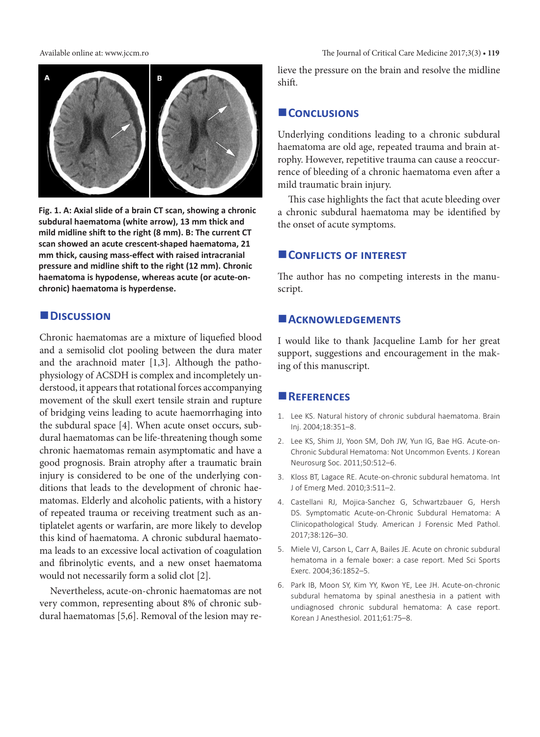Fig. 1. A: Axial slide of a brain CT scan, showing a chronic subdural haematoma (white arrow), 13 mm thick and mild midline shift to the right (8 mm). B: The current CT scan showed an acute crescent-shaped haematoma, 21 mm thick, causing mass-effect with raised intracranial pressure and midline shift to the right (12 mm). Chronic haematoma is hypodense, whereas acute (or acute-on-chronic) haematoma is hyperdense.

## Discussion

Chronic haematomas are a mixture of liquefied blood and a semisolid clot pooling between the dura mater and the arachnoid mater [1,3]. Although the pathophysiology of ACSDH is complex and incompletely understood, it appears that rotational forces accompanying movement of the skull exert tensile strain and rupture of bridging veins leading to acute haemorrhaging into the subdural space [4]. When acute onset occurs, subdural haematomas can be life-threatening though some chronic haematomas remain asymptomatic and have a good prognosis. Brain atrophy after a traumatic brain injury is considered to be one of the underlying conditions that leads to the development of chronic haematomas. Elderly and alcoholic patients, with a history of repeated trauma or receiving treatment such as antiplatelet agents or warfarin, are more likely to develop this kind of haematoma. A chronic subdural haematoma leads to an excessive local activation of coagulation and fibrinolytic events, and a new onset haematoma would not necessarily form a solid clot [2].

Nevertheless, acute-on-chronic haematomas are not very common, representing about 8% of chronic subdural haematomas [5,6]. Removal of the lesion may relieve the pressure on the brain and resolve the midline shift.

## Conclusions

Underlying conditions leading to a chronic subdural haematoma are old age, repeated trauma and brain atrophy. However, repetitive trauma can cause a reoccurrence of bleeding of a chronic haematoma even after a mild traumatic brain injury.

This case highlights the fact that acute bleeding over a chronic subdural haematoma may be identified by the onset of acute symptoms.

## Conflicts of Interest

The author has no competing interests in the manuscript.

## Acknowledgements

I would like to thank Jacqueline Lamb for her great support, suggestions and encouragement in the making of this manuscript.

## References

1. Lee KS. Natural history of chronic subdural haematoma. Brain Inj. 2004;18:351–8.
2. Lee KS, Shim JJ, Yoon SM, Doh JW, Yun IG, Bae HG. Acute-on-Chronic Subdural Hematoma: Not Uncommon Events. J Korean Neurosurg Soc. 2011;50:512–6.
3. Kloss BT, Lagace RE. Acute-on-chronic subdural hematoma. Int J of Emerg Med. 2010;3:511–2.
4. Castellani RJ, Mojica-Sanchez G, Schwartzbauer G, Hersh DS. Symptomatic Acute-on-Chronic Subdural Hematoma: A Clinicopathological Study. American J Forensic Med Pathol. 2017;38:126–30.
5. Miele VJ, Carson L, Carr A, Bailes JE. Acute on chronic subdural hematoma in a female boxer: a case report. Med Sci Sports Exerc. 2004;36:1852–5.
6. Park IB, Moon SY, Kim YY, Kwon YE, Lee JH. Acute-on-chronic subdural hematoma by spinal anesthesia in a patient with undiagnosed chronic subdural hematoma: A case report. Korean J Anesthesiol. 2011;61:75–8.